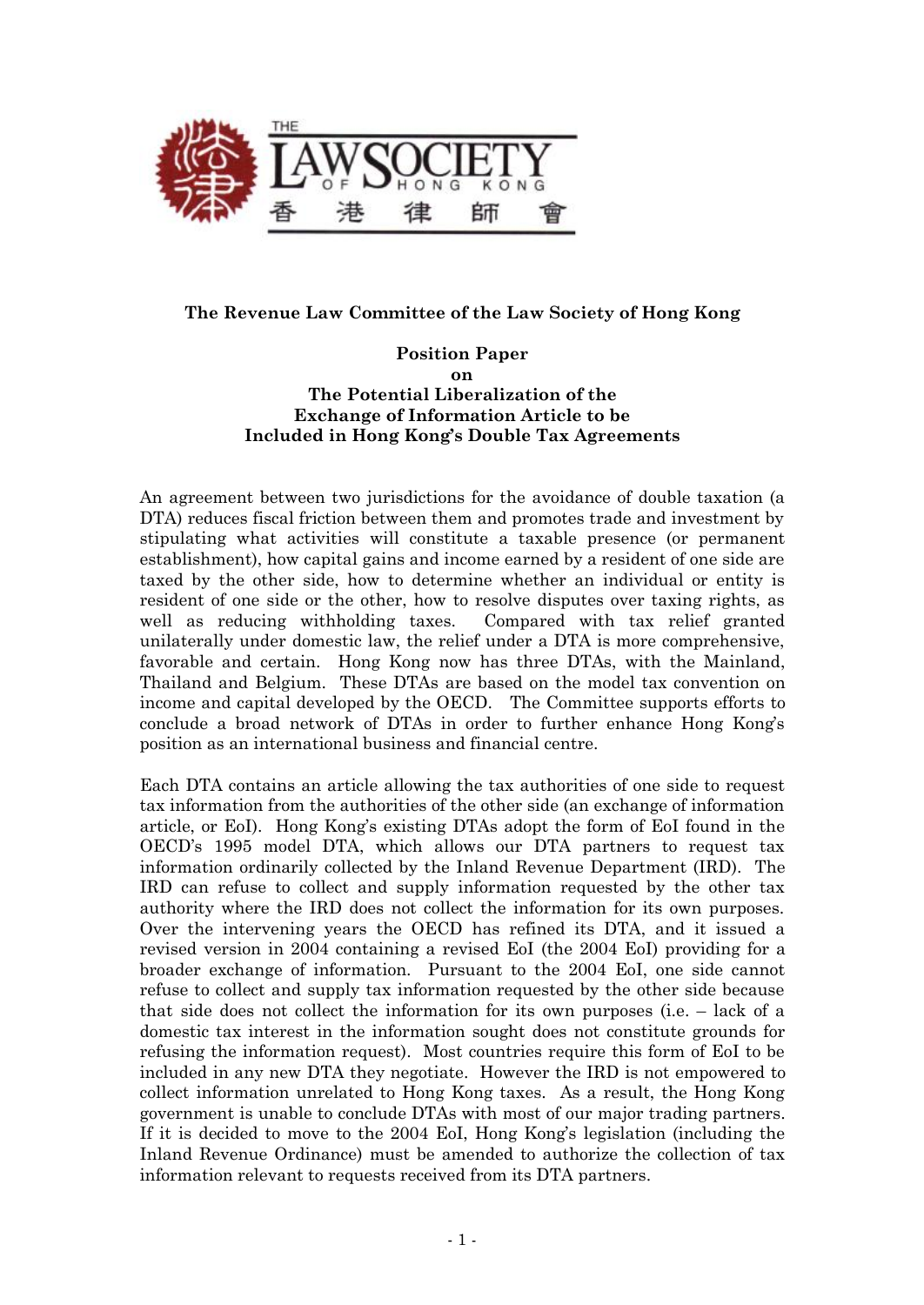**The Revenue Law Committee of the Law Society of Hong Kong**

**Position Paper**
**on**
**The Potential Liberalization of the**
**Exchange of Information Article to be**
**Included in Hong Kong's Double Tax Agreements**

An agreement between two jurisdictions for the avoidance of double taxation (a DTA) reduces fiscal friction between them and promotes trade and investment by stipulating what activities will constitute a taxable presence (or permanent establishment), how capital gains and income earned by a resident of one side are taxed by the other side, how to determine whether an individual or entity is resident of one side or the other, how to resolve disputes over taxing rights, as well as reducing withholding taxes. Compared with tax relief granted unilaterally under domestic law, the relief under a DTA is more comprehensive, favorable and certain. Hong Kong now has three DTAs, with the Mainland, Thailand and Belgium. These DTAs are based on the model tax convention on income and capital developed by the OECD. The Committee supports efforts to conclude a broad network of DTAs in order to further enhance Hong Kong's position as an international business and financial centre.

Each DTA contains an article allowing the tax authorities of one side to request tax information from the authorities of the other side (an exchange of information article, or EoI). Hong Kong's existing DTAs adopt the form of EoI found in the OECD's 1995 model DTA, which allows our DTA partners to request tax information ordinarily collected by the Inland Revenue Department (IRD). The IRD can refuse to collect and supply information requested by the other tax authority where the IRD does not collect the information for its own purposes. Over the intervening years the OECD has refined its DTA, and it issued a revised version in 2004 containing a revised EoI (the 2004 EoI) providing for a broader exchange of information. Pursuant to the 2004 EoI, one side cannot refuse to collect and supply tax information requested by the other side because that side does not collect the information for its own purposes (i.e. – lack of a domestic tax interest in the information sought does not constitute grounds for refusing the information request). Most countries require this form of EoI to be included in any new DTA they negotiate. However the IRD is not empowered to collect information unrelated to Hong Kong taxes. As a result, the Hong Kong government is unable to conclude DTAs with most of our major trading partners. If it is decided to move to the 2004 EoI, Hong Kong's legislation (including the Inland Revenue Ordinance) must be amended to authorize the collection of tax information relevant to requests received from its DTA partners.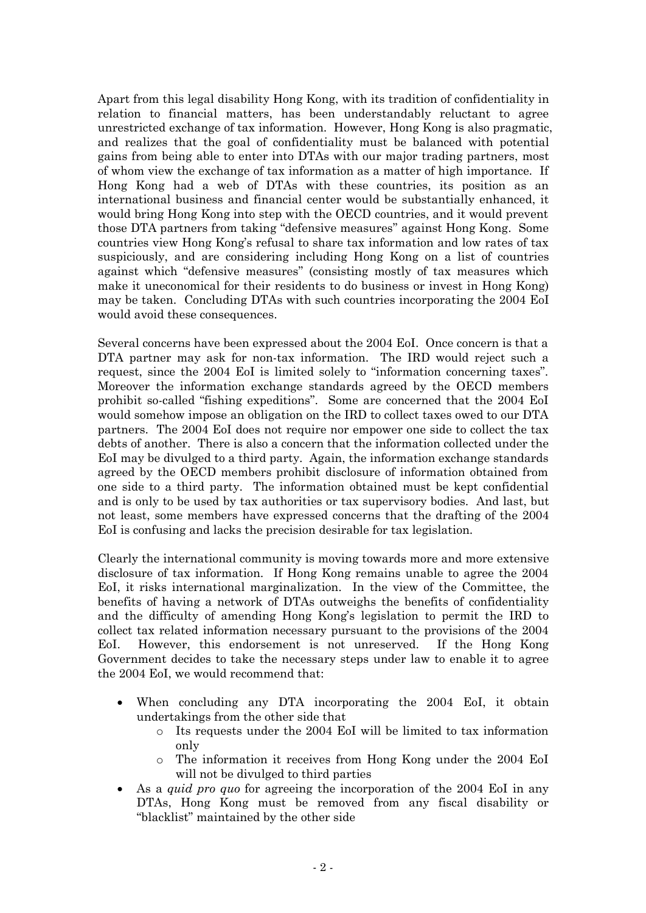Apart from this legal disability Hong Kong, with its tradition of confidentiality in relation to financial matters, has been understandably reluctant to agree unrestricted exchange of tax information. However, Hong Kong is also pragmatic, and realizes that the goal of confidentiality must be balanced with potential gains from being able to enter into DTAs with our major trading partners, most of whom view the exchange of tax information as a matter of high importance. If Hong Kong had a web of DTAs with these countries, its position as an international business and financial center would be substantially enhanced, it would bring Hong Kong into step with the OECD countries, and it would prevent those DTA partners from taking "defensive measures" against Hong Kong. Some countries view Hong Kong's refusal to share tax information and low rates of tax suspiciously, and are considering including Hong Kong on a list of countries against which "defensive measures" (consisting mostly of tax measures which make it uneconomical for their residents to do business or invest in Hong Kong) may be taken. Concluding DTAs with such countries incorporating the 2004 EoI would avoid these consequences.

Several concerns have been expressed about the 2004 EoI. Once concern is that a DTA partner may ask for non-tax information. The IRD would reject such a request, since the 2004 EoI is limited solely to "information concerning taxes". Moreover the information exchange standards agreed by the OECD members prohibit so-called "fishing expeditions". Some are concerned that the 2004 EoI would somehow impose an obligation on the IRD to collect taxes owed to our DTA partners. The 2004 EoI does not require nor empower one side to collect the tax debts of another. There is also a concern that the information collected under the EoI may be divulged to a third party. Again, the information exchange standards agreed by the OECD members prohibit disclosure of information obtained from one side to a third party. The information obtained must be kept confidential and is only to be used by tax authorities or tax supervisory bodies. And last, but not least, some members have expressed concerns that the drafting of the 2004 EoI is confusing and lacks the precision desirable for tax legislation.

Clearly the international community is moving towards more and more extensive disclosure of tax information. If Hong Kong remains unable to agree the 2004 EoI, it risks international marginalization. In the view of the Committee, the benefits of having a network of DTAs outweighs the benefits of confidentiality and the difficulty of amending Hong Kong's legislation to permit the IRD to collect tax related information necessary pursuant to the provisions of the 2004 EoI. However, this endorsement is not unreserved. If the Hong Kong Government decides to take the necessary steps under law to enable it to agree the 2004 EoI, we would recommend that:

- When concluding any DTA incorporating the 2004 EoI, it obtain undertakings from the other side that
  - Its requests under the 2004 EoI will be limited to tax information only
  - The information it receives from Hong Kong under the 2004 EoI will not be divulged to third parties
- As a *quid pro quo* for agreeing the incorporation of the 2004 EoI in any DTAs, Hong Kong must be removed from any fiscal disability or "blacklist" maintained by the other side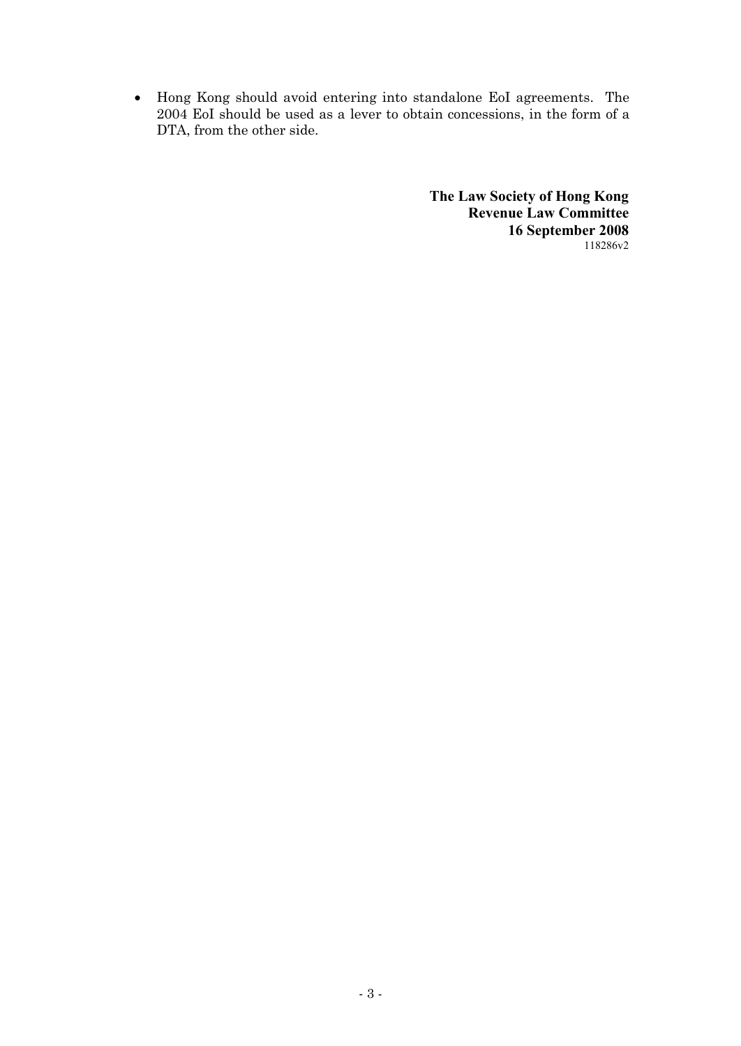- Hong Kong should avoid entering into standalone EoI agreements. The 2004 EoI should be used as a lever to obtain concessions, in the form of a DTA, from the other side.

**The Law Society of Hong Kong**
**Revenue Law Committee**
**16 September 2008**
118286v2